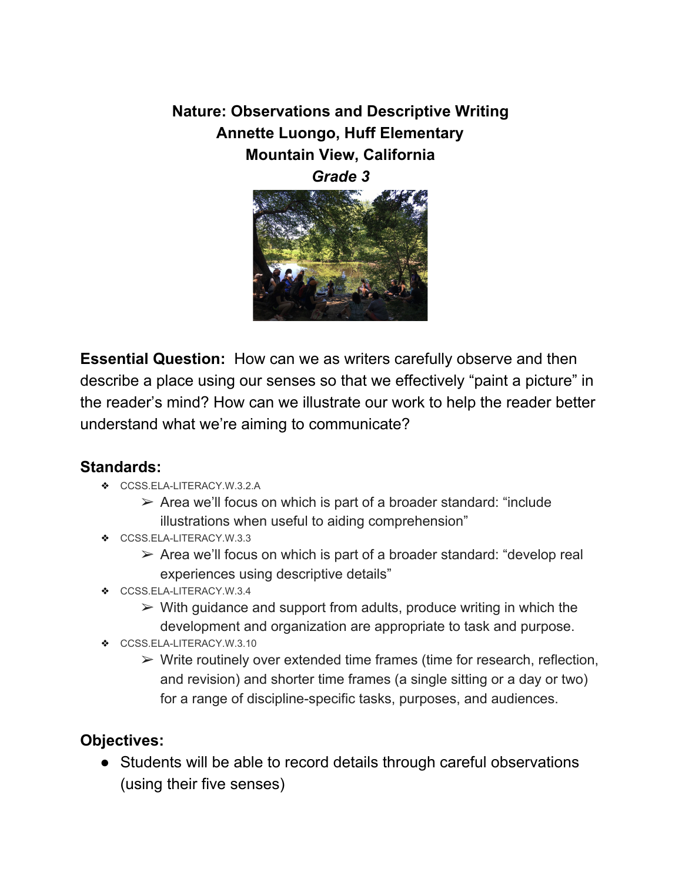# Nature: Observations and Descriptive Writing

**Annette Luongo, Huff Elementary**

**Mountain View, California**

***Grade 3***

**Essential Question:** How can we as writers carefully observe and then describe a place using our senses so that we effectively "paint a picture" in the reader's mind? How can we illustrate our work to help the reader better understand what we're aiming to communicate?

## Standards:

- CCSS.ELA-LITERACY.W.3.2.A
  - Area we'll focus on which is part of a broader standard: "include illustrations when useful to aiding comprehension"
- CCSS.ELA-LITERACY.W.3.3
  - Area we'll focus on which is part of a broader standard: "develop real experiences using descriptive details"
- CCSS.ELA-LITERACY.W.3.4
  - With guidance and support from adults, produce writing in which the development and organization are appropriate to task and purpose.
- CCSS.ELA-LITERACY.W.3.10
  - Write routinely over extended time frames (time for research, reflection, and revision) and shorter time frames (a single sitting or a day or two) for a range of discipline-specific tasks, purposes, and audiences.

## Objectives:

- Students will be able to record details through careful observations (using their five senses)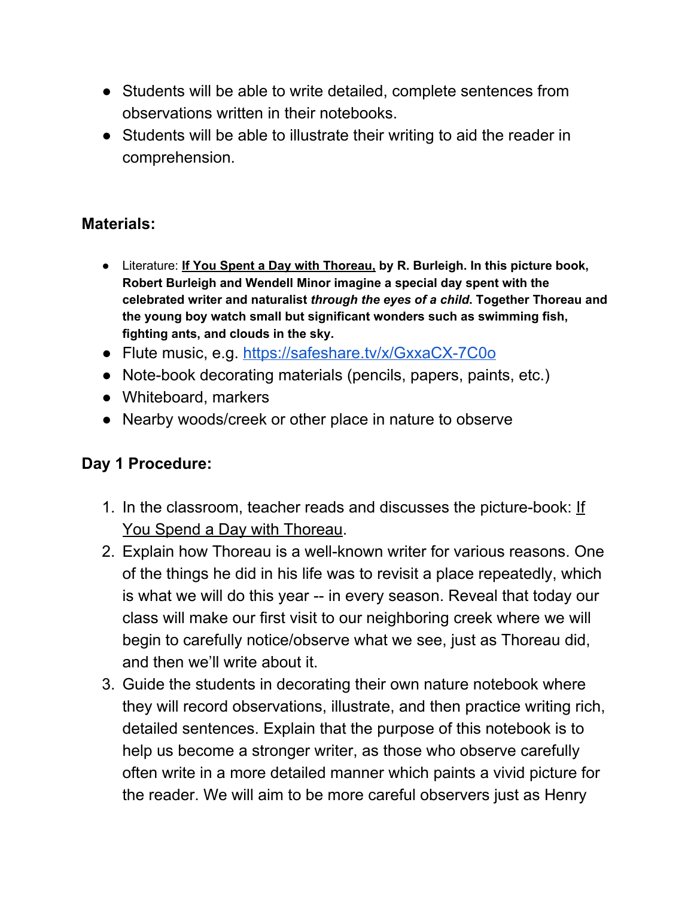- Students will be able to write detailed, complete sentences from observations written in their notebooks.
- Students will be able to illustrate their writing to aid the reader in comprehension.

**Materials:**

- Literature: **If You Spent a Day with Thoreau, by R. Burleigh. In this picture book, Robert Burleigh and Wendell Minor imagine a special day spent with the celebrated writer and naturalist *through the eyes of a child*. Together Thoreau and the young boy watch small but significant wonders such as swimming fish, fighting ants, and clouds in the sky.**
- Flute music, e.g. [https://safeshare.tv/x/GxxaCX-7C0o](https://safeshare.tv/x/GxxaCX-7C0o)
- Note-book decorating materials (pencils, papers, paints, etc.)
- Whiteboard, markers
- Nearby woods/creek or other place in nature to observe

**Day 1 Procedure:**

1. In the classroom, teacher reads and discusses the picture-book: If You Spend a Day with Thoreau.
2. Explain how Thoreau is a well-known writer for various reasons. One of the things he did in his life was to revisit a place repeatedly, which is what we will do this year -- in every season. Reveal that today our class will make our first visit to our neighboring creek where we will begin to carefully notice/observe what we see, just as Thoreau did, and then we'll write about it.
3. Guide the students in decorating their own nature notebook where they will record observations, illustrate, and then practice writing rich, detailed sentences. Explain that the purpose of this notebook is to help us become a stronger writer, as those who observe carefully often write in a more detailed manner which paints a vivid picture for the reader. We will aim to be more careful observers just as Henry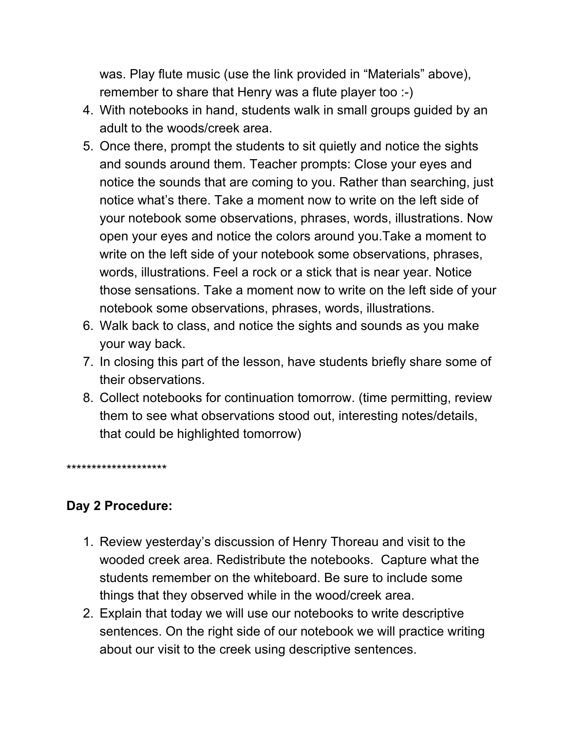was. Play flute music (use the link provided in "Materials" above), remember to share that Henry was a flute player too :-)

4. With notebooks in hand, students walk in small groups guided by an adult to the woods/creek area.
5. Once there, prompt the students to sit quietly and notice the sights and sounds around them. Teacher prompts: Close your eyes and notice the sounds that are coming to you. Rather than searching, just notice what's there. Take a moment now to write on the left side of your notebook some observations, phrases, words, illustrations. Now open your eyes and notice the colors around you.Take a moment to write on the left side of your notebook some observations, phrases, words, illustrations. Feel a rock or a stick that is near year. Notice those sensations. Take a moment now to write on the left side of your notebook some observations, phrases, words, illustrations.
6. Walk back to class, and notice the sights and sounds as you make your way back.
7. In closing this part of the lesson, have students briefly share some of their observations.
8. Collect notebooks for continuation tomorrow. (time permitting, review them to see what observations stood out, interesting notes/details, that could be highlighted tomorrow)

********************

**Day 2 Procedure:**

1. Review yesterday's discussion of Henry Thoreau and visit to the wooded creek area. Redistribute the notebooks. Capture what the students remember on the whiteboard. Be sure to include some things that they observed while in the wood/creek area.
2. Explain that today we will use our notebooks to write descriptive sentences. On the right side of our notebook we will practice writing about our visit to the creek using descriptive sentences.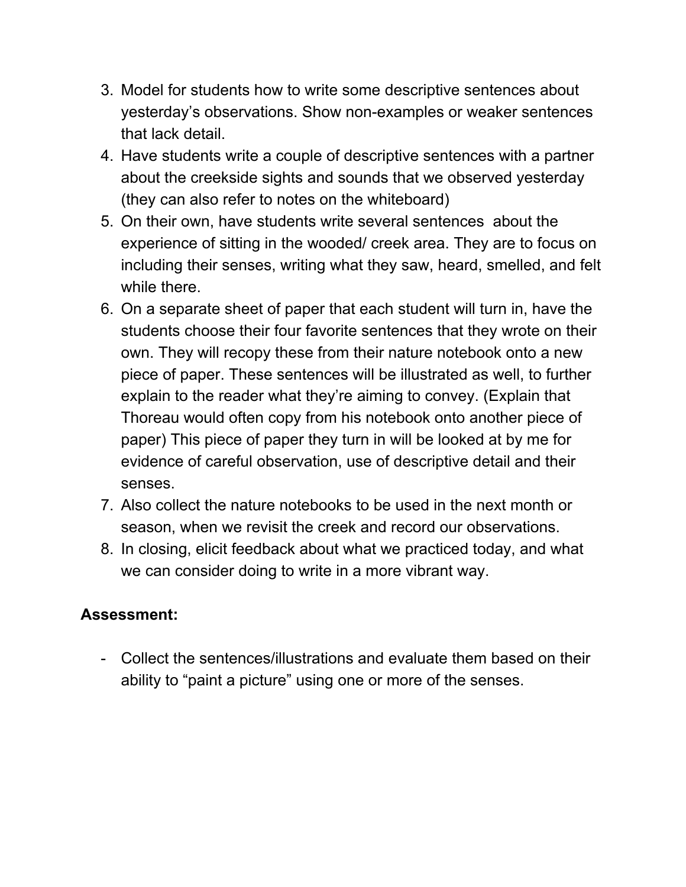3. Model for students how to write some descriptive sentences about yesterday's observations. Show non-examples or weaker sentences that lack detail.
4. Have students write a couple of descriptive sentences with a partner about the creekside sights and sounds that we observed yesterday (they can also refer to notes on the whiteboard)
5. On their own, have students write several sentences about the experience of sitting in the wooded/ creek area. They are to focus on including their senses, writing what they saw, heard, smelled, and felt while there.
6. On a separate sheet of paper that each student will turn in, have the students choose their four favorite sentences that they wrote on their own. They will recopy these from their nature notebook onto a new piece of paper. These sentences will be illustrated as well, to further explain to the reader what they're aiming to convey. (Explain that Thoreau would often copy from his notebook onto another piece of paper) This piece of paper they turn in will be looked at by me for evidence of careful observation, use of descriptive detail and their senses.
7. Also collect the nature notebooks to be used in the next month or season, when we revisit the creek and record our observations.
8. In closing, elicit feedback about what we practiced today, and what we can consider doing to write in a more vibrant way.

**Assessment:**

- Collect the sentences/illustrations and evaluate them based on their ability to "paint a picture" using one or more of the senses.